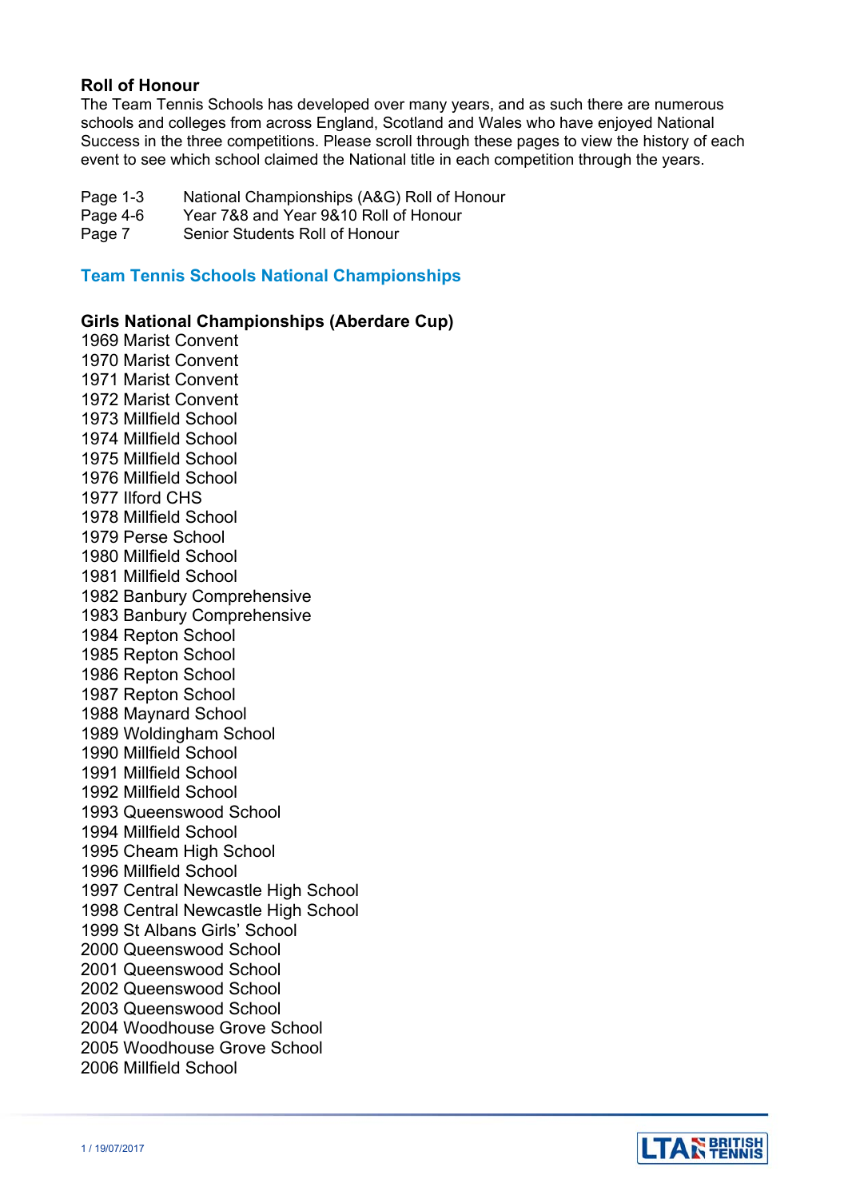## Roll of Honour

The Team Tennis Schools has developed over many years, and as such there are numerous schools and colleges from across England, Scotland and Wales who have enjoyed National Success in the three competitions. Please scroll through these pages to view the history of each event to see which school claimed the National title in each competition through the years.

| | |
|---|---|
| Page 1-3 | National Championships (A&G) Roll of Honour |
| Page 4-6 | Year 7&8 and Year 9&10 Roll of Honour |
| Page 7 | Senior Students Roll of Honour |

## Team Tennis Schools National Championships

### Girls National Championships (Aberdare Cup)

1969 Marist Convent
1970 Marist Convent
1971 Marist Convent
1972 Marist Convent
1973 Millfield School
1974 Millfield School
1975 Millfield School
1976 Millfield School
1977 Ilford CHS
1978 Millfield School
1979 Perse School
1980 Millfield School
1981 Millfield School
1982 Banbury Comprehensive
1983 Banbury Comprehensive
1984 Repton School
1985 Repton School
1986 Repton School
1987 Repton School
1988 Maynard School
1989 Woldingham School
1990 Millfield School
1991 Millfield School
1992 Millfield School
1993 Queenswood School
1994 Millfield School
1995 Cheam High School
1996 Millfield School
1997 Central Newcastle High School
1998 Central Newcastle High School
1999 St Albans Girls' School
2000 Queenswood School
2001 Queenswood School
2002 Queenswood School
2003 Queenswood School
2004 Woodhouse Grove School
2005 Woodhouse Grove School
2006 Millfield School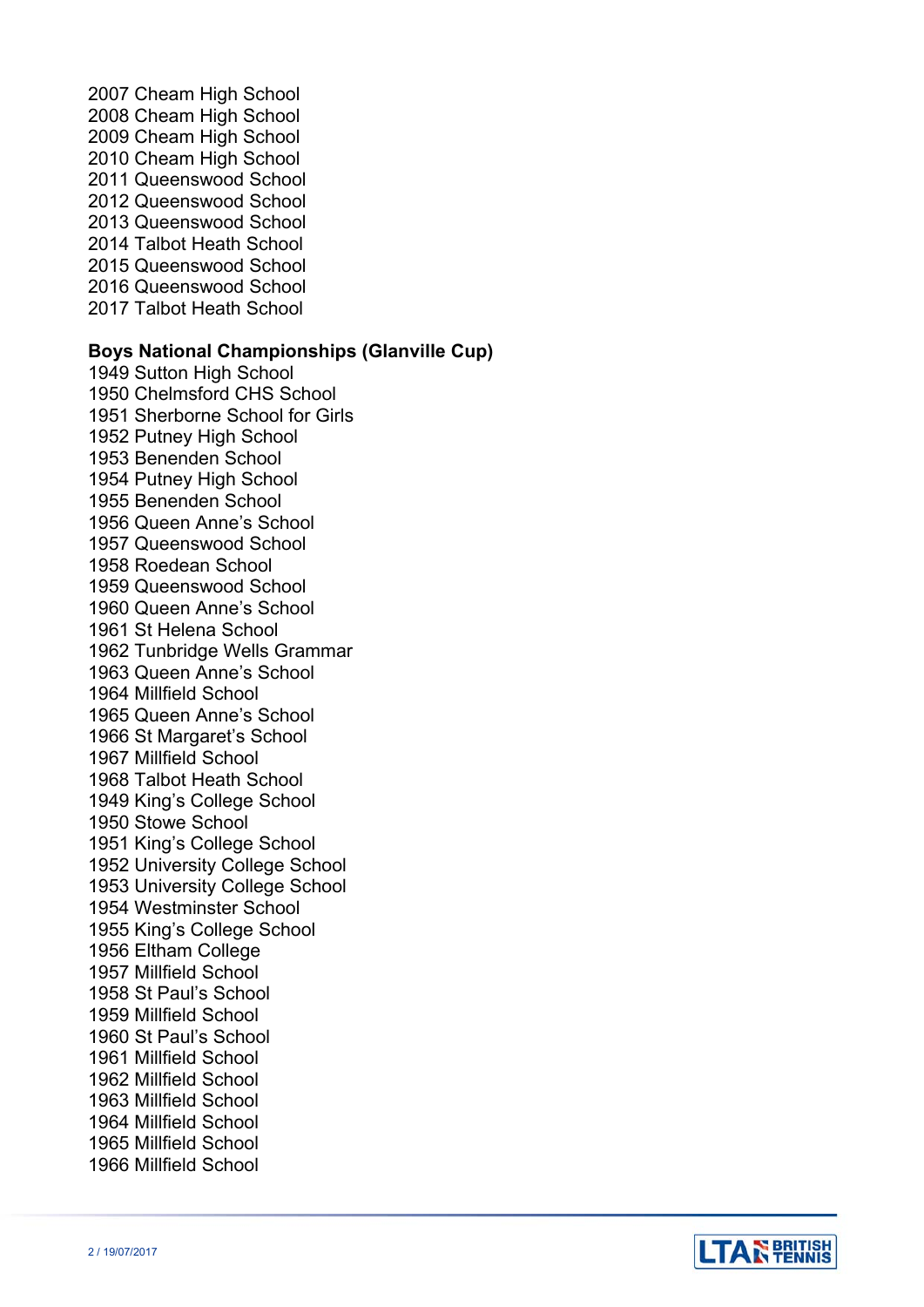2007 Cheam High School
2008 Cheam High School
2009 Cheam High School
2010 Cheam High School
2011 Queenswood School
2012 Queenswood School
2013 Queenswood School
2014 Talbot Heath School
2015 Queenswood School
2016 Queenswood School
2017 Talbot Heath School

**Boys National Championships (Glanville Cup)**

1949 Sutton High School
1950 Chelmsford CHS School
1951 Sherborne School for Girls
1952 Putney High School
1953 Benenden School
1954 Putney High School
1955 Benenden School
1956 Queen Anne's School
1957 Queenswood School
1958 Roedean School
1959 Queenswood School
1960 Queen Anne's School
1961 St Helena School
1962 Tunbridge Wells Grammar
1963 Queen Anne's School
1964 Millfield School
1965 Queen Anne's School
1966 St Margaret's School
1967 Millfield School
1968 Talbot Heath School
1949 King's College School
1950 Stowe School
1951 King's College School
1952 University College School
1953 University College School
1954 Westminster School
1955 King's College School
1956 Eltham College
1957 Millfield School
1958 St Paul's School
1959 Millfield School
1960 St Paul's School
1961 Millfield School
1962 Millfield School
1963 Millfield School
1964 Millfield School
1965 Millfield School
1966 Millfield School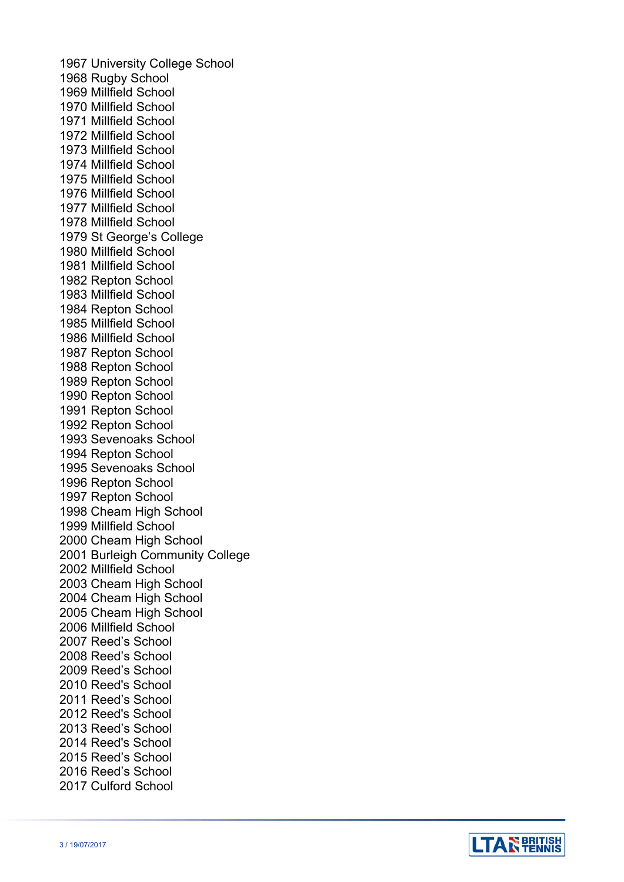1967 University College School
1968 Rugby School
1969 Millfield School
1970 Millfield School
1971 Millfield School
1972 Millfield School
1973 Millfield School
1974 Millfield School
1975 Millfield School
1976 Millfield School
1977 Millfield School
1978 Millfield School
1979 St George's College
1980 Millfield School
1981 Millfield School
1982 Repton School
1983 Millfield School
1984 Repton School
1985 Millfield School
1986 Millfield School
1987 Repton School
1988 Repton School
1989 Repton School
1990 Repton School
1991 Repton School
1992 Repton School
1993 Sevenoaks School
1994 Repton School
1995 Sevenoaks School
1996 Repton School
1997 Repton School
1998 Cheam High School
1999 Millfield School
2000 Cheam High School
2001 Burleigh Community College
2002 Millfield School
2003 Cheam High School
2004 Cheam High School
2005 Cheam High School
2006 Millfield School
2007 Reed's School
2008 Reed's School
2009 Reed's School
2010 Reed's School
2011 Reed's School
2012 Reed's School
2013 Reed's School
2014 Reed's School
2015 Reed's School
2016 Reed's School
2017 Culford School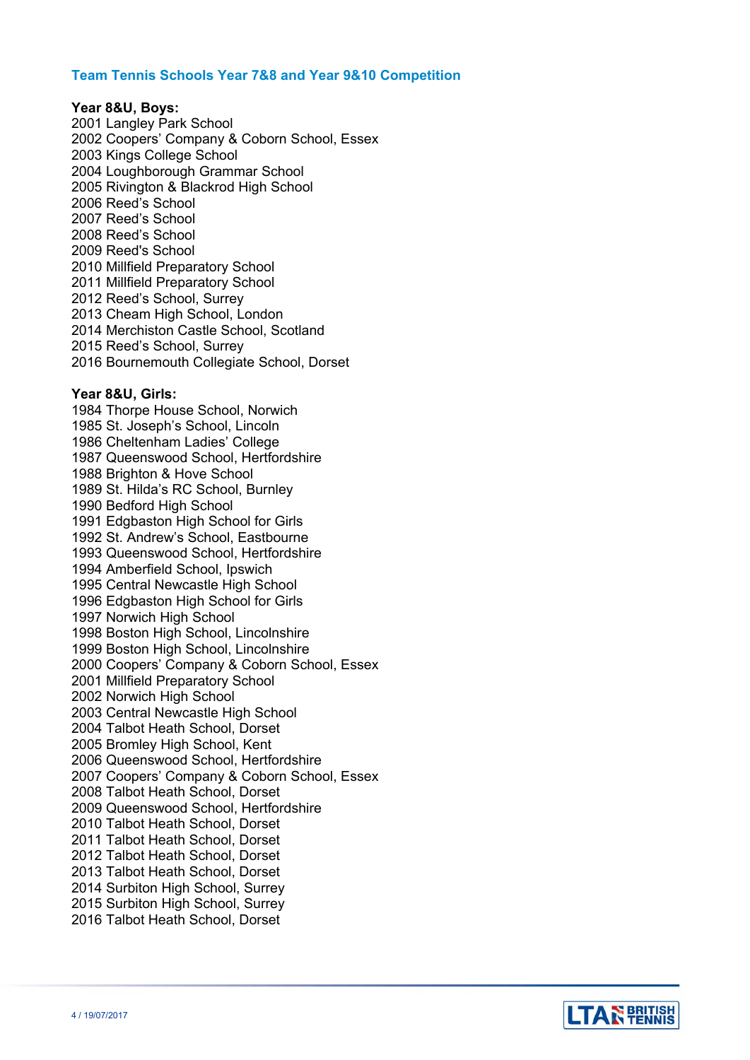## Team Tennis Schools Year 7&8 and Year 9&10 Competition

**Year 8&U, Boys:**

2001 Langley Park School
2002 Coopers' Company & Coborn School, Essex
2003 Kings College School
2004 Loughborough Grammar School
2005 Rivington & Blackrod High School
2006 Reed's School
2007 Reed's School
2008 Reed's School
2009 Reed's School
2010 Millfield Preparatory School
2011 Millfield Preparatory School
2012 Reed's School, Surrey
2013 Cheam High School, London
2014 Merchiston Castle School, Scotland
2015 Reed's School, Surrey
2016 Bournemouth Collegiate School, Dorset

**Year 8&U, Girls:**

1984 Thorpe House School, Norwich
1985 St. Joseph's School, Lincoln
1986 Cheltenham Ladies' College
1987 Queenswood School, Hertfordshire
1988 Brighton & Hove School
1989 St. Hilda's RC School, Burnley
1990 Bedford High School
1991 Edgbaston High School for Girls
1992 St. Andrew's School, Eastbourne
1993 Queenswood School, Hertfordshire
1994 Amberfield School, Ipswich
1995 Central Newcastle High School
1996 Edgbaston High School for Girls
1997 Norwich High School
1998 Boston High School, Lincolnshire
1999 Boston High School, Lincolnshire
2000 Coopers' Company & Coborn School, Essex
2001 Millfield Preparatory School
2002 Norwich High School
2003 Central Newcastle High School
2004 Talbot Heath School, Dorset
2005 Bromley High School, Kent
2006 Queenswood School, Hertfordshire
2007 Coopers' Company & Coborn School, Essex
2008 Talbot Heath School, Dorset
2009 Queenswood School, Hertfordshire
2010 Talbot Heath School, Dorset
2011 Talbot Heath School, Dorset
2012 Talbot Heath School, Dorset
2013 Talbot Heath School, Dorset
2014 Surbiton High School, Surrey
2015 Surbiton High School, Surrey
2016 Talbot Heath School, Dorset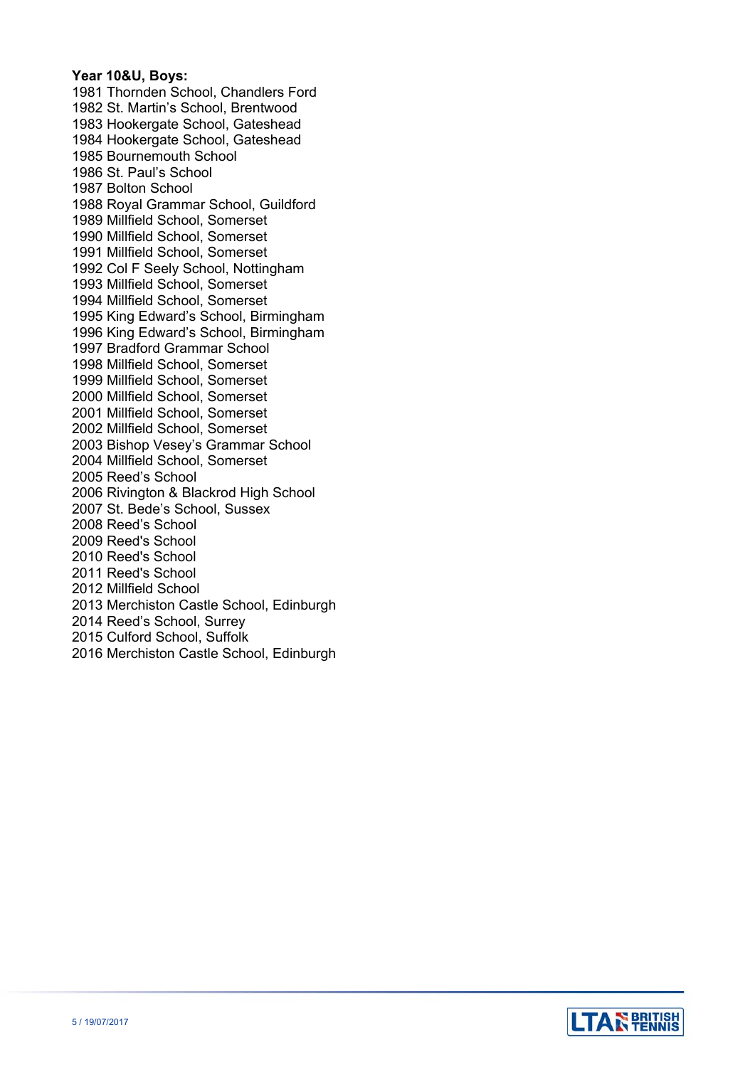**Year 10&U, Boys:**

1981 Thornden School, Chandlers Ford
1982 St. Martin's School, Brentwood
1983 Hookergate School, Gateshead
1984 Hookergate School, Gateshead
1985 Bournemouth School
1986 St. Paul's School
1987 Bolton School
1988 Royal Grammar School, Guildford
1989 Millfield School, Somerset
1990 Millfield School, Somerset
1991 Millfield School, Somerset
1992 Col F Seely School, Nottingham
1993 Millfield School, Somerset
1994 Millfield School, Somerset
1995 King Edward's School, Birmingham
1996 King Edward's School, Birmingham
1997 Bradford Grammar School
1998 Millfield School, Somerset
1999 Millfield School, Somerset
2000 Millfield School, Somerset
2001 Millfield School, Somerset
2002 Millfield School, Somerset
2003 Bishop Vesey's Grammar School
2004 Millfield School, Somerset
2005 Reed's School
2006 Rivington & Blackrod High School
2007 St. Bede's School, Sussex
2008 Reed's School
2009 Reed's School
2010 Reed's School
2011 Reed's School
2012 Millfield School
2013 Merchiston Castle School, Edinburgh
2014 Reed's School, Surrey
2015 Culford School, Suffolk
2016 Merchiston Castle School, Edinburgh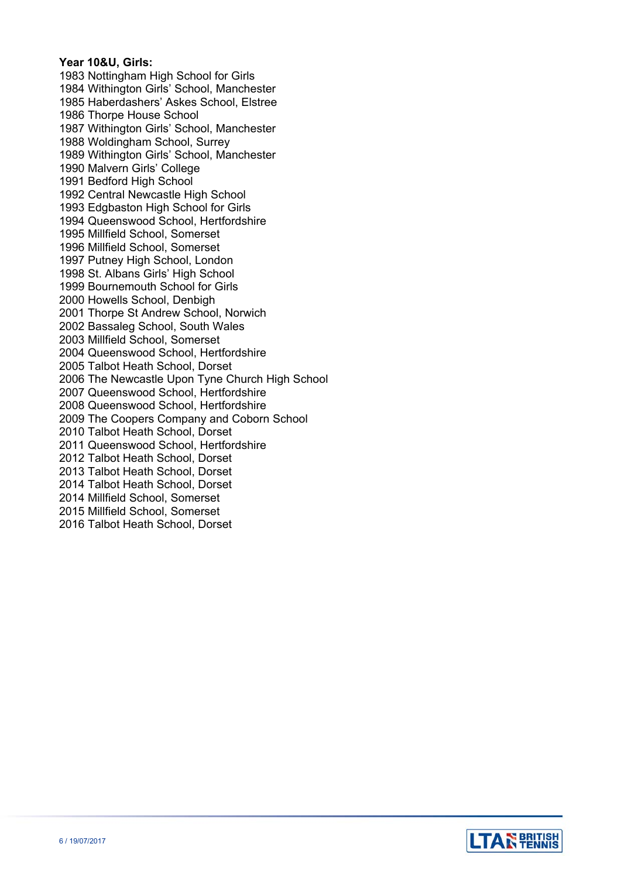**Year 10&U, Girls:**

1983 Nottingham High School for Girls
1984 Withington Girls' School, Manchester
1985 Haberdashers' Askes School, Elstree
1986 Thorpe House School
1987 Withington Girls' School, Manchester
1988 Woldingham School, Surrey
1989 Withington Girls' School, Manchester
1990 Malvern Girls' College
1991 Bedford High School
1992 Central Newcastle High School
1993 Edgbaston High School for Girls
1994 Queenswood School, Hertfordshire
1995 Millfield School, Somerset
1996 Millfield School, Somerset
1997 Putney High School, London
1998 St. Albans Girls' High School
1999 Bournemouth School for Girls
2000 Howells School, Denbigh
2001 Thorpe St Andrew School, Norwich
2002 Bassaleg School, South Wales
2003 Millfield School, Somerset
2004 Queenswood School, Hertfordshire
2005 Talbot Heath School, Dorset
2006 The Newcastle Upon Tyne Church High School
2007 Queenswood School, Hertfordshire
2008 Queenswood School, Hertfordshire
2009 The Coopers Company and Coborn School
2010 Talbot Heath School, Dorset
2011 Queenswood School, Hertfordshire
2012 Talbot Heath School, Dorset
2013 Talbot Heath School, Dorset
2014 Talbot Heath School, Dorset
2014 Millfield School, Somerset
2015 Millfield School, Somerset
2016 Talbot Heath School, Dorset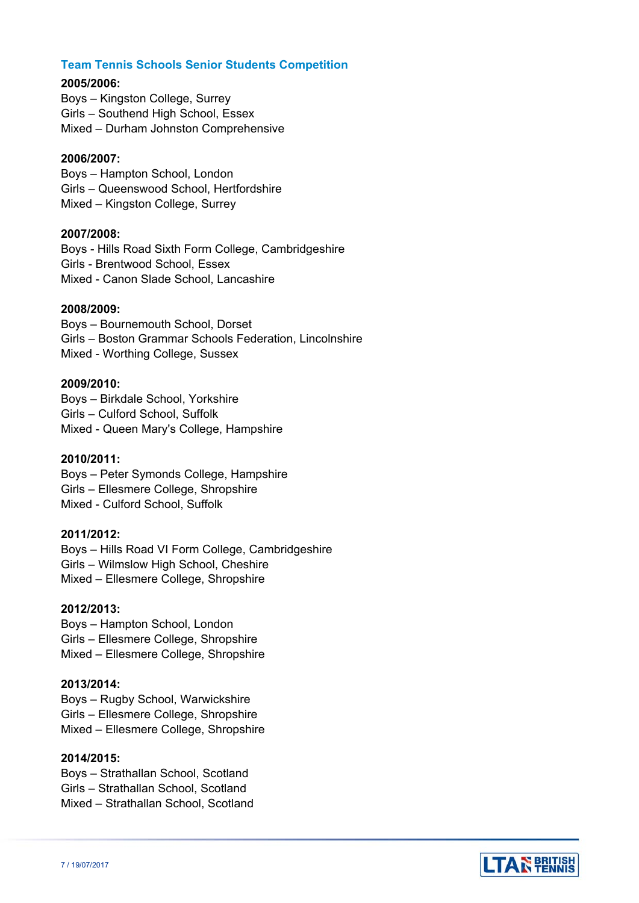## Team Tennis Schools Senior Students Competition

**2005/2006:**
Boys – Kingston College, Surrey
Girls – Southend High School, Essex
Mixed – Durham Johnston Comprehensive

**2006/2007:**
Boys – Hampton School, London
Girls – Queenswood School, Hertfordshire
Mixed – Kingston College, Surrey

**2007/2008:**
Boys - Hills Road Sixth Form College, Cambridgeshire
Girls - Brentwood School, Essex
Mixed - Canon Slade School, Lancashire

**2008/2009:**
Boys – Bournemouth School, Dorset
Girls – Boston Grammar Schools Federation, Lincolnshire
Mixed - Worthing College, Sussex

**2009/2010:**
Boys – Birkdale School, Yorkshire
Girls – Culford School, Suffolk
Mixed - Queen Mary's College, Hampshire

**2010/2011:**
Boys – Peter Symonds College, Hampshire
Girls – Ellesmere College, Shropshire
Mixed - Culford School, Suffolk

**2011/2012:**
Boys – Hills Road VI Form College, Cambridgeshire
Girls – Wilmslow High School, Cheshire
Mixed – Ellesmere College, Shropshire

**2012/2013:**
Boys – Hampton School, London
Girls – Ellesmere College, Shropshire
Mixed – Ellesmere College, Shropshire

**2013/2014:**
Boys – Rugby School, Warwickshire
Girls – Ellesmere College, Shropshire
Mixed – Ellesmere College, Shropshire

**2014/2015:**
Boys – Strathallan School, Scotland
Girls – Strathallan School, Scotland
Mixed – Strathallan School, Scotland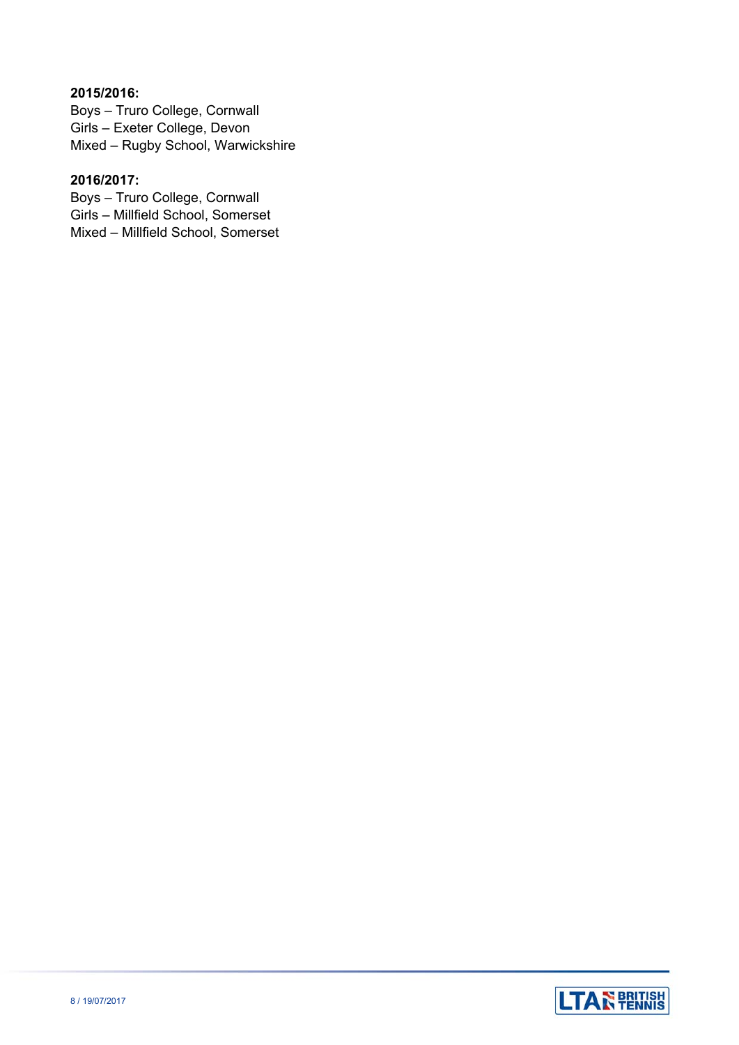**2015/2016:**
Boys – Truro College, Cornwall
Girls – Exeter College, Devon
Mixed – Rugby School, Warwickshire

**2016/2017:**
Boys – Truro College, Cornwall
Girls – Millfield School, Somerset
Mixed – Millfield School, Somerset